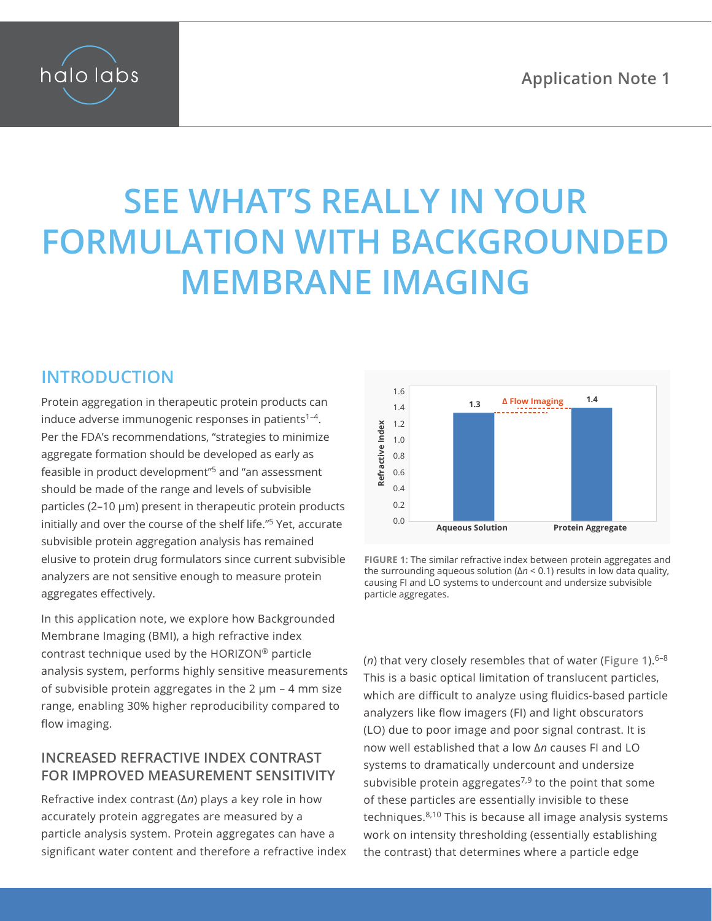# SEE WHAT'S REALLY IN YOUR FORMULATION WITH BACKGROUNDED MEMBRANE IMAGING

## INTRODUCTION

Protein aggregation in therapeutic protein products can induce adverse immunogenic responses in patients[1–4]. Per the FDA's recommendations, "strategies to minimize aggregate formation should be developed as early as feasible in product development"[5] and "an assessment should be made of the range and levels of subvisible particles (2–10 µm) present in therapeutic protein products initially and over the course of the shelf life."[5] Yet, accurate subvisible protein aggregation analysis has remained elusive to protein drug formulators since current subvisible analyzers are not sensitive enough to measure protein aggregates effectively.

In this application note, we explore how Backgrounded Membrane Imaging (BMI), a high refractive index contrast technique used by the HORIZON® particle analysis system, performs highly sensitive measurements of subvisible protein aggregates in the 2 µm – 4 mm size range, enabling 30% higher reproducibility compared to flow imaging.

### INCREASED REFRACTIVE INDEX CONTRAST FOR IMPROVED MEASUREMENT SENSITIVITY

Refractive index contrast ($\Delta n$) plays a key role in how accurately protein aggregates are measured by a particle analysis system. Protein aggregates can have a significant water content and therefore a refractive index ($n$) that very closely resembles that of water (**Figure 1**).[6–8] This is a basic optical limitation of translucent particles, which are difficult to analyze using fluidics-based particle analyzers like flow imagers (FI) and light obscurators (LO) due to poor image and poor signal contrast. It is now well established that a low $\Delta n$ causes FI and LO systems to dramatically undercount and undersize subvisible protein aggregates[7,9] to the point that some of these particles are essentially invisible to these techniques.[8,10] This is because all image analysis systems work on intensity thresholding (essentially establishing the contrast) that determines where a particle edge

| | Refractive Index |
|---|---|
| Aqueous Solution | 1.3 |
| Protein Aggregate | 1.4 |

(Δ Flow Imaging indicated between the two bars.)

**FIGURE 1:** The similar refractive index between protein aggregates and the surrounding aqueous solution ($\Delta n < 0.1$) results in low data quality, causing FI and LO systems to undercount and undersize subvisible particle aggregates.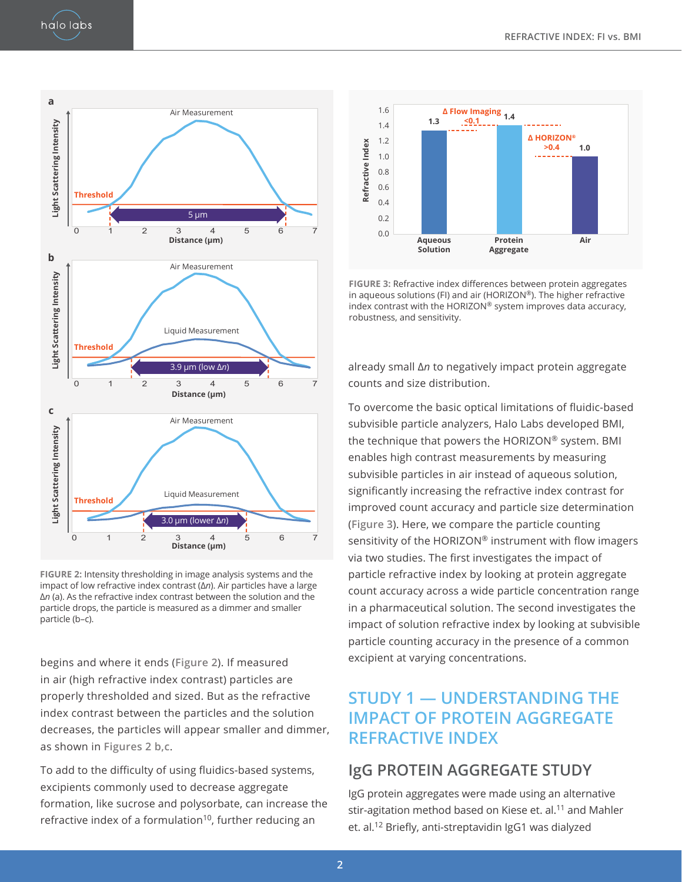FIGURE 2: Intensity thresholding in image analysis systems and the impact of low refractive index contrast (Δ*n*). Air particles have a large Δ*n* (a). As the refractive index contrast between the solution and the particle drops, the particle is measured as a dimmer and smaller particle (b–c).

begins and where it ends (Figure 2). If measured in air (high refractive index contrast) particles are properly thresholded and sized. But as the refractive index contrast between the particles and the solution decreases, the particles will appear smaller and dimmer, as shown in Figures 2 b,c.

To add to the difficulty of using fluidics-based systems, excipients commonly used to decrease aggregate formation, like sucrose and polysorbate, can increase the refractive index of a formulation[10], further reducing an already small Δ*n* to negatively impact protein aggregate counts and size distribution.

FIGURE 3: Refractive index differences between protein aggregates in aqueous solutions (FI) and air (HORIZON®). The higher refractive index contrast with the HORIZON® system improves data accuracy, robustness, and sensitivity.

To overcome the basic optical limitations of fluidic-based subvisible particle analyzers, Halo Labs developed BMI, the technique that powers the HORIZON® system. BMI enables high contrast measurements by measuring subvisible particles in air instead of aqueous solution, significantly increasing the refractive index contrast for improved count accuracy and particle size determination (Figure 3). Here, we compare the particle counting sensitivity of the HORIZON® instrument with flow imagers via two studies. The first investigates the impact of particle refractive index by looking at protein aggregate count accuracy across a wide particle concentration range in a pharmaceutical solution. The second investigates the impact of solution refractive index by looking at subvisible particle counting accuracy in the presence of a common excipient at varying concentrations.

## STUDY 1 — UNDERSTANDING THE IMPACT OF PROTEIN AGGREGATE REFRACTIVE INDEX

### IgG PROTEIN AGGREGATE STUDY

IgG protein aggregates were made using an alternative stir-agitation method based on Kiese et. al.[11] and Mahler et. al.[12] Briefly, anti-streptavidin IgG1 was dialyzed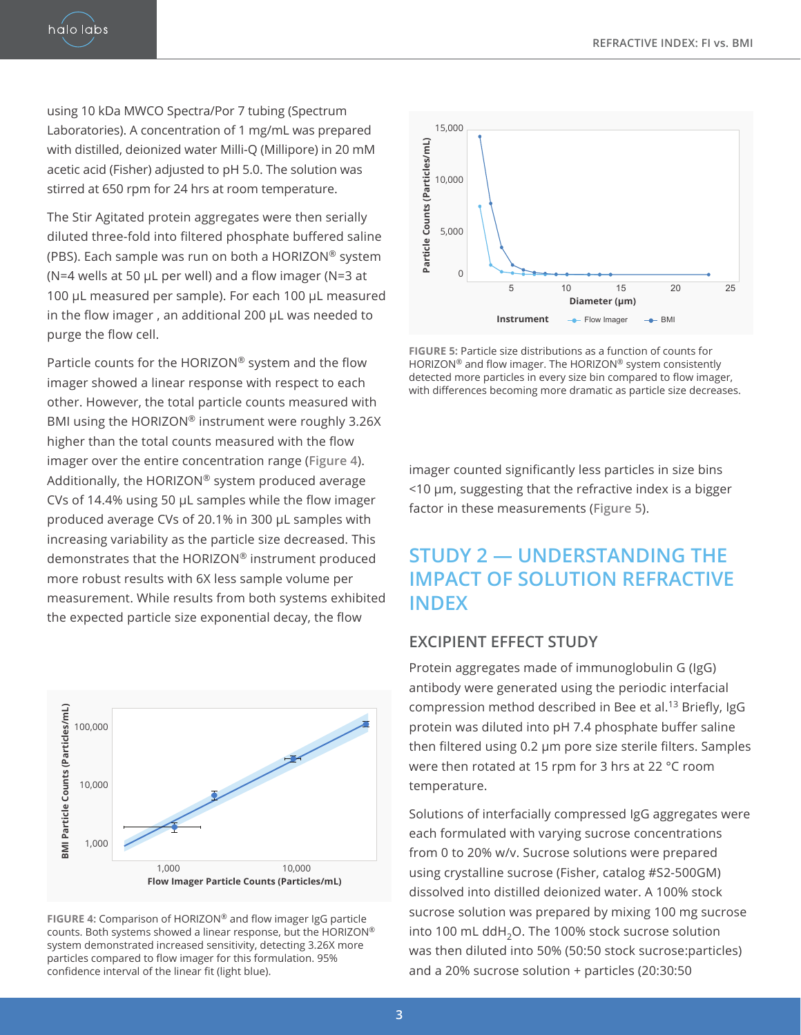using 10 kDa MWCO Spectra/Por 7 tubing (Spectrum Laboratories). A concentration of 1 mg/mL was prepared with distilled, deionized water Milli-Q (Millipore) in 20 mM acetic acid (Fisher) adjusted to pH 5.0. The solution was stirred at 650 rpm for 24 hrs at room temperature.

The Stir Agitated protein aggregates were then serially diluted three-fold into filtered phosphate buffered saline (PBS). Each sample was run on both a HORIZON® system (N=4 wells at 50 µL per well) and a flow imager (N=3 at 100 µL measured per sample). For each 100 µL measured in the flow imager , an additional 200 µL was needed to purge the flow cell.

Particle counts for the HORIZON® system and the flow imager showed a linear response with respect to each other. However, the total particle counts measured with BMI using the HORIZON® instrument were roughly 3.26X higher than the total counts measured with the flow imager over the entire concentration range (**Figure 4**). Additionally, the HORIZON® system produced average CVs of 14.4% using 50 µL samples while the flow imager produced average CVs of 20.1% in 300 µL samples with increasing variability as the particle size decreased. This demonstrates that the HORIZON® instrument produced more robust results with 6X less sample volume per measurement. While results from both systems exhibited the expected particle size exponential decay, the flow imager counted significantly less particles in size bins <10 µm, suggesting that the refractive index is a bigger factor in these measurements (**Figure 5**).

**FIGURE 4:** Comparison of HORIZON® and flow imager IgG particle counts. Both systems showed a linear response, but the HORIZON® system demonstrated increased sensitivity, detecting 3.26X more particles compared to flow imager for this formulation. 95% confidence interval of the linear fit (light blue).

**FIGURE 5:** Particle size distributions as a function of counts for HORIZON® and flow imager. The HORIZON® system consistently detected more particles in every size bin compared to flow imager, with differences becoming more dramatic as particle size decreases.

## STUDY 2 — UNDERSTANDING THE IMPACT OF SOLUTION REFRACTIVE INDEX

### EXCIPIENT EFFECT STUDY

Protein aggregates made of immunoglobulin G (IgG) antibody were generated using the periodic interfacial compression method described in Bee et al.[13] Briefly, IgG protein was diluted into pH 7.4 phosphate buffer saline then filtered using 0.2 µm pore size sterile filters. Samples were then rotated at 15 rpm for 3 hrs at 22 °C room temperature.

Solutions of interfacially compressed IgG aggregates were each formulated with varying sucrose concentrations from 0 to 20% w/v. Sucrose solutions were prepared using crystalline sucrose (Fisher, catalog #S2-500GM) dissolved into distilled deionized water. A 100% stock sucrose solution was prepared by mixing 100 mg sucrose into 100 mL dd$H_2O$. The 100% stock sucrose solution was then diluted into 50% (50:50 stock sucrose:particles) and a 20% sucrose solution + particles (20:30:50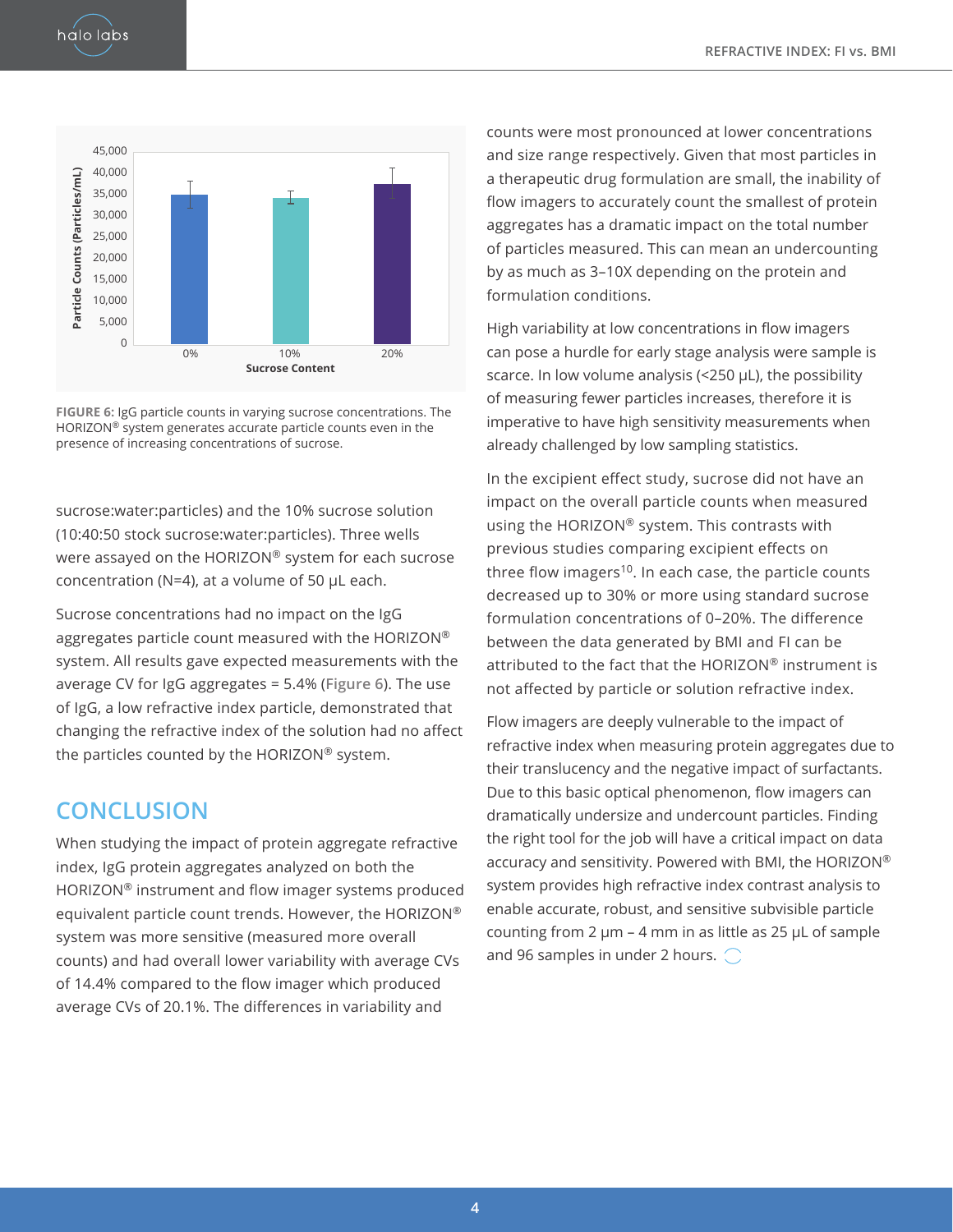FIGURE 6: IgG particle counts in varying sucrose concentrations. The HORIZON® system generates accurate particle counts even in the presence of increasing concentrations of sucrose.

sucrose:water:particles) and the 10% sucrose solution (10:40:50 stock sucrose:water:particles). Three wells were assayed on the HORIZON® system for each sucrose concentration (N=4), at a volume of 50 µL each.

Sucrose concentrations had no impact on the IgG aggregates particle count measured with the HORIZON® system. All results gave expected measurements with the average CV for IgG aggregates = 5.4% (Figure 6). The use of IgG, a low refractive index particle, demonstrated that changing the refractive index of the solution had no affect the particles counted by the HORIZON® system.

## CONCLUSION

When studying the impact of protein aggregate refractive index, IgG protein aggregates analyzed on both the HORIZON® instrument and flow imager systems produced equivalent particle count trends. However, the HORIZON® system was more sensitive (measured more overall counts) and had overall lower variability with average CVs of 14.4% compared to the flow imager which produced average CVs of 20.1%. The differences in variability and counts were most pronounced at lower concentrations and size range respectively. Given that most particles in a therapeutic drug formulation are small, the inability of flow imagers to accurately count the smallest of protein aggregates has a dramatic impact on the total number of particles measured. This can mean an undercounting by as much as 3–10X depending on the protein and formulation conditions.

High variability at low concentrations in flow imagers can pose a hurdle for early stage analysis were sample is scarce. In low volume analysis (<250 µL), the possibility of measuring fewer particles increases, therefore it is imperative to have high sensitivity measurements when already challenged by low sampling statistics.

In the excipient effect study, sucrose did not have an impact on the overall particle counts when measured using the HORIZON® system. This contrasts with previous studies comparing excipient effects on three flow imagers[10]. In each case, the particle counts decreased up to 30% or more using standard sucrose formulation concentrations of 0–20%. The difference between the data generated by BMI and FI can be attributed to the fact that the HORIZON® instrument is not affected by particle or solution refractive index.

Flow imagers are deeply vulnerable to the impact of refractive index when measuring protein aggregates due to their translucency and the negative impact of surfactants. Due to this basic optical phenomenon, flow imagers can dramatically undersize and undercount particles. Finding the right tool for the job will have a critical impact on data accuracy and sensitivity. Powered with BMI, the HORIZON® system provides high refractive index contrast analysis to enable accurate, robust, and sensitive subvisible particle counting from 2 µm – 4 mm in as little as 25 µL of sample and 96 samples in under 2 hours.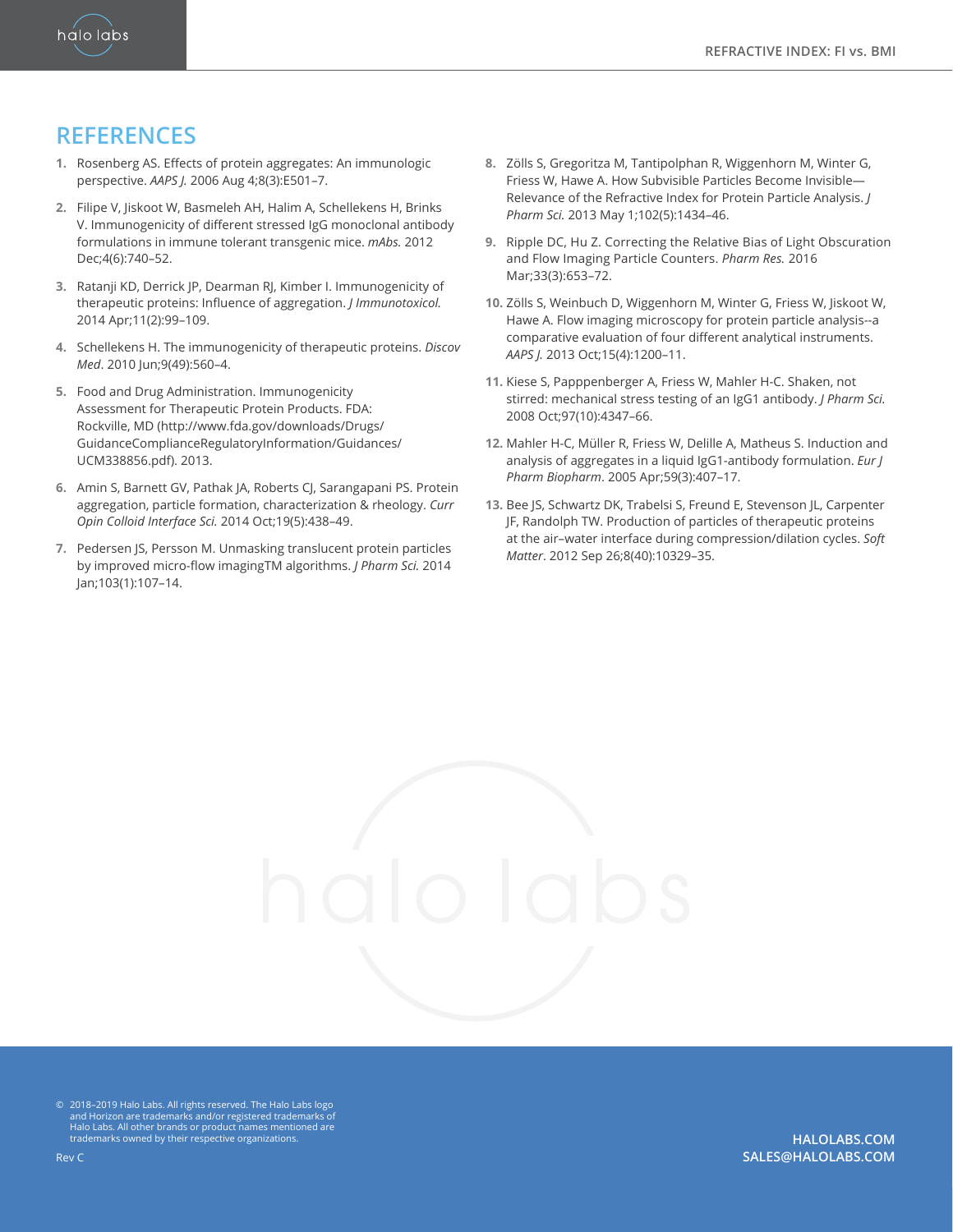## REFERENCES

1. Rosenberg AS. Effects of protein aggregates: An immunologic perspective. *AAPS J.* 2006 Aug 4;8(3):E501–7.
2. Filipe V, Jiskoot W, Basmeleh AH, Halim A, Schellekens H, Brinks V. Immunogenicity of different stressed IgG monoclonal antibody formulations in immune tolerant transgenic mice. *mAbs.* 2012 Dec;4(6):740–52.
3. Ratanji KD, Derrick JP, Dearman RJ, Kimber I. Immunogenicity of therapeutic proteins: Influence of aggregation. *J Immunotoxicol.* 2014 Apr;11(2):99–109.
4. Schellekens H. The immunogenicity of therapeutic proteins. *Discov Med*. 2010 Jun;9(49):560–4.
5. Food and Drug Administration. Immunogenicity Assessment for Therapeutic Protein Products. FDA: Rockville, MD (http://www.fda.gov/downloads/Drugs/GuidanceComplianceRegulatoryInformation/Guidances/UCM338856.pdf). 2013.
6. Amin S, Barnett GV, Pathak JA, Roberts CJ, Sarangapani PS. Protein aggregation, particle formation, characterization & rheology. *Curr Opin Colloid Interface Sci.* 2014 Oct;19(5):438–49.
7. Pedersen JS, Persson M. Unmasking translucent protein particles by improved micro-flow imagingTM algorithms. *J Pharm Sci.* 2014 Jan;103(1):107–14.
8. Zölls S, Gregoritza M, Tantipolphan R, Wiggenhorn M, Winter G, Friess W, Hawe A. How Subvisible Particles Become Invisible—Relevance of the Refractive Index for Protein Particle Analysis. *J Pharm Sci.* 2013 May 1;102(5):1434–46.
9. Ripple DC, Hu Z. Correcting the Relative Bias of Light Obscuration and Flow Imaging Particle Counters. *Pharm Res.* 2016 Mar;33(3):653–72.
10. Zölls S, Weinbuch D, Wiggenhorn M, Winter G, Friess W, Jiskoot W, Hawe A. Flow imaging microscopy for protein particle analysis--a comparative evaluation of four different analytical instruments. *AAPS J.* 2013 Oct;15(4):1200–11.
11. Kiese S, Papppenberger A, Friess W, Mahler H-C. Shaken, not stirred: mechanical stress testing of an IgG1 antibody. *J Pharm Sci.* 2008 Oct;97(10):4347–66.
12. Mahler H-C, Müller R, Friess W, Delille A, Matheus S. Induction and analysis of aggregates in a liquid IgG1-antibody formulation. *Eur J Pharm Biopharm*. 2005 Apr;59(3):407–17.
13. Bee JS, Schwartz DK, Trabelsi S, Freund E, Stevenson JL, Carpenter JF, Randolph TW. Production of particles of therapeutic proteins at the air–water interface during compression/dilation cycles. *Soft Matter*. 2012 Sep 26;8(40):10329–35.

© 2018–2019 Halo Labs. All rights reserved. The Halo Labs logo and Horizon are trademarks and/or registered trademarks of Halo Labs. All other brands or product names mentioned are trademarks owned by their respective organizations.

Rev C

**HALOLABS.COM**
**SALES@HALOLABS.COM**